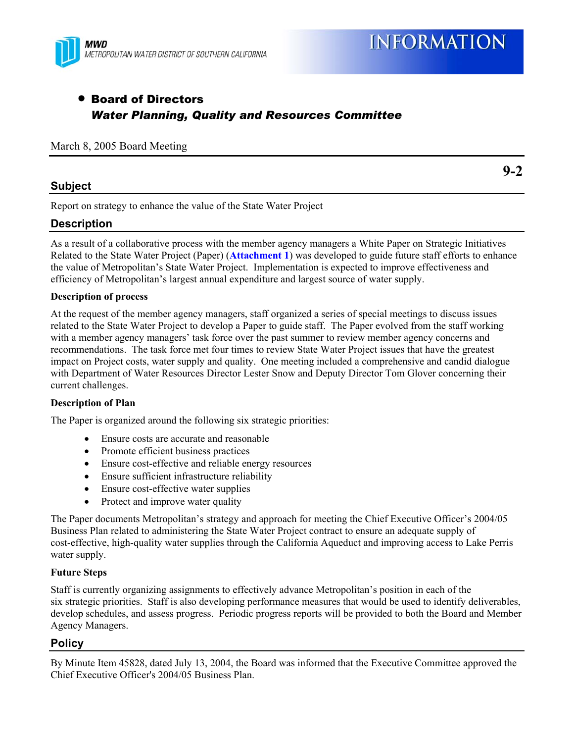MWD
METROPOLITAN WATER DISTRICT OF SOUTHERN CALIFORNIA

INFORMATION

- **Board of Directors**
  ***Water Planning, Quality and Resources Committee***

March 8, 2005 Board Meeting

**9-2**

## Subject

Report on strategy to enhance the value of the State Water Project

## Description

As a result of a collaborative process with the member agency managers a White Paper on Strategic Initiatives Related to the State Water Project (Paper) (**Attachment 1**) was developed to guide future staff efforts to enhance the value of Metropolitan's State Water Project. Implementation is expected to improve effectiveness and efficiency of Metropolitan's largest annual expenditure and largest source of water supply.

**Description of process**

At the request of the member agency managers, staff organized a series of special meetings to discuss issues related to the State Water Project to develop a Paper to guide staff. The Paper evolved from the staff working with a member agency managers' task force over the past summer to review member agency concerns and recommendations. The task force met four times to review State Water Project issues that have the greatest impact on Project costs, water supply and quality. One meeting included a comprehensive and candid dialogue with Department of Water Resources Director Lester Snow and Deputy Director Tom Glover concerning their current challenges.

**Description of Plan**

The Paper is organized around the following six strategic priorities:

- Ensure costs are accurate and reasonable
- Promote efficient business practices
- Ensure cost-effective and reliable energy resources
- Ensure sufficient infrastructure reliability
- Ensure cost-effective water supplies
- Protect and improve water quality

The Paper documents Metropolitan's strategy and approach for meeting the Chief Executive Officer's 2004/05 Business Plan related to administering the State Water Project contract to ensure an adequate supply of cost-effective, high-quality water supplies through the California Aqueduct and improving access to Lake Perris water supply.

**Future Steps**

Staff is currently organizing assignments to effectively advance Metropolitan's position in each of the six strategic priorities. Staff is also developing performance measures that would be used to identify deliverables, develop schedules, and assess progress. Periodic progress reports will be provided to both the Board and Member Agency Managers.

## Policy

By Minute Item 45828, dated July 13, 2004, the Board was informed that the Executive Committee approved the Chief Executive Officer's 2004/05 Business Plan.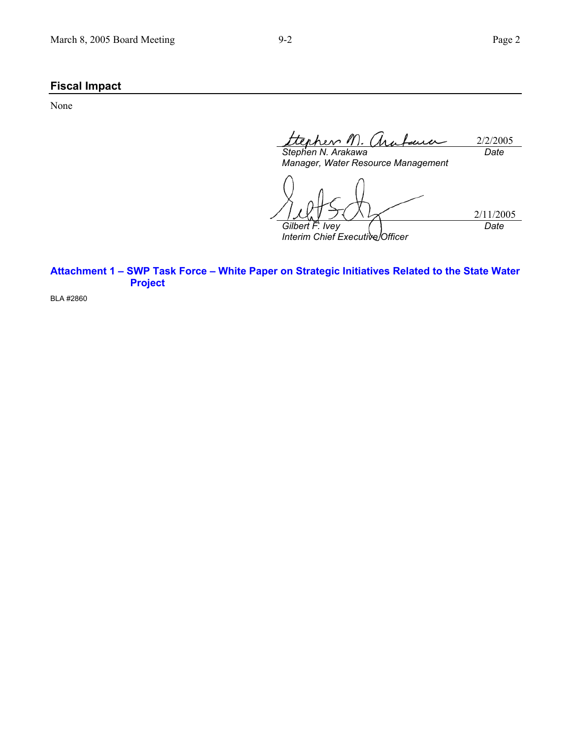## Fiscal Impact

None

| | |
|---|---|
| *Stephen N. Arakawa* | 2/2/2005 |
| *Manager, Water Resource Management* | *Date* |

| | |
|---|---|
| *Gilbert F. Ivey* | 2/11/2005 |
| *Interim Chief Executive Officer* | *Date* |

**Attachment 1 – SWP Task Force – White Paper on Strategic Initiatives Related to the State Water Project**

BLA #2860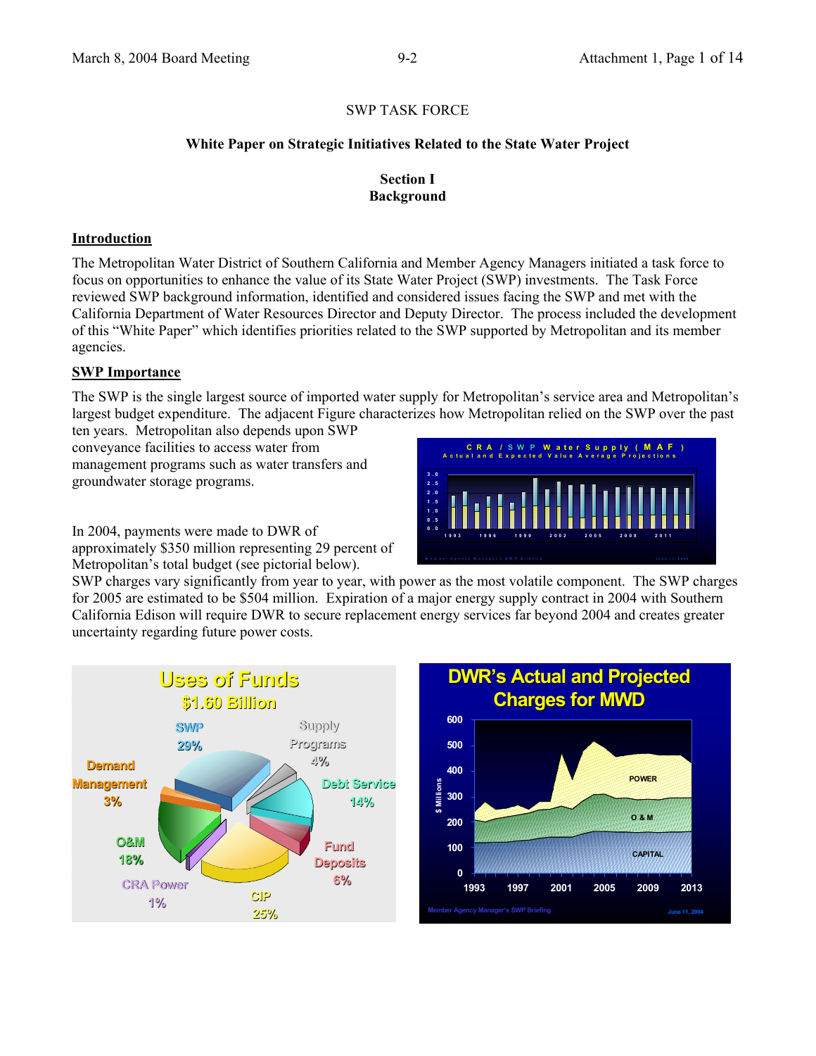SWP TASK FORCE

## White Paper on Strategic Initiatives Related to the State Water Project

### Section I
### Background

**Introduction**

The Metropolitan Water District of Southern California and Member Agency Managers initiated a task force to focus on opportunities to enhance the value of its State Water Project (SWP) investments. The Task Force reviewed SWP background information, identified and considered issues facing the SWP and met with the California Department of Water Resources Director and Deputy Director. The process included the development of this "White Paper" which identifies priorities related to the SWP supported by Metropolitan and its member agencies.

**SWP Importance**

The SWP is the single largest source of imported water supply for Metropolitan's service area and Metropolitan's largest budget expenditure. The adjacent Figure characterizes how Metropolitan relied on the SWP over the past ten years. Metropolitan also depends upon SWP conveyance facilities to access water from management programs such as water transfers and groundwater storage programs.

In 2004, payments were made to DWR of approximately $350 million representing 29 percent of Metropolitan's total budget (see pictorial below). SWP charges vary significantly from year to year, with power as the most volatile component. The SWP charges for 2005 are estimated to be $504 million. Expiration of a major energy supply contract in 2004 with Southern California Edison will require DWR to secure replacement energy services far beyond 2004 and creates greater uncertainty regarding future power costs.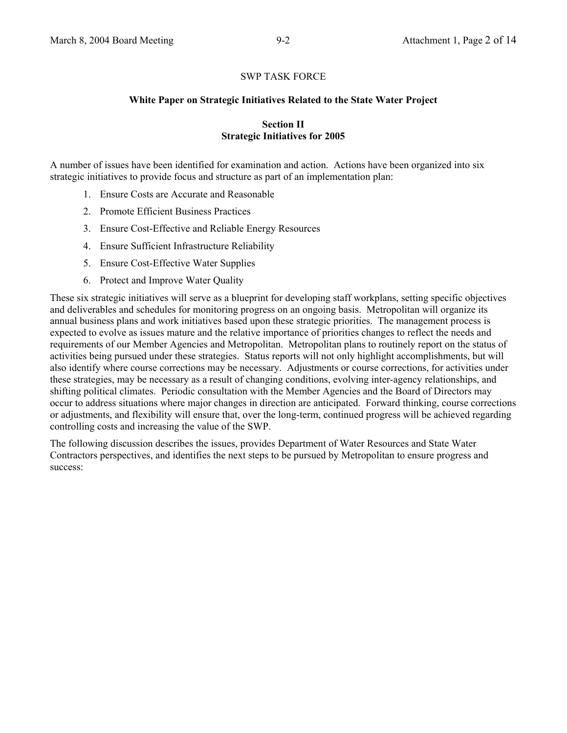SWP TASK FORCE

**White Paper on Strategic Initiatives Related to the State Water Project**

## Section II
## Strategic Initiatives for 2005

A number of issues have been identified for examination and action. Actions have been organized into six strategic initiatives to provide focus and structure as part of an implementation plan:

1. Ensure Costs are Accurate and Reasonable
2. Promote Efficient Business Practices
3. Ensure Cost-Effective and Reliable Energy Resources
4. Ensure Sufficient Infrastructure Reliability
5. Ensure Cost-Effective Water Supplies
6. Protect and Improve Water Quality

These six strategic initiatives will serve as a blueprint for developing staff workplans, setting specific objectives and deliverables and schedules for monitoring progress on an ongoing basis. Metropolitan will organize its annual business plans and work initiatives based upon these strategic priorities. The management process is expected to evolve as issues mature and the relative importance of priorities changes to reflect the needs and requirements of our Member Agencies and Metropolitan. Metropolitan plans to routinely report on the status of activities being pursued under these strategies. Status reports will not only highlight accomplishments, but will also identify where course corrections may be necessary. Adjustments or course corrections, for activities under these strategies, may be necessary as a result of changing conditions, evolving inter-agency relationships, and shifting political climates. Periodic consultation with the Member Agencies and the Board of Directors may occur to address situations where major changes in direction are anticipated. Forward thinking, course corrections or adjustments, and flexibility will ensure that, over the long-term, continued progress will be achieved regarding controlling costs and increasing the value of the SWP.

The following discussion describes the issues, provides Department of Water Resources and State Water Contractors perspectives, and identifies the next steps to be pursued by Metropolitan to ensure progress and success: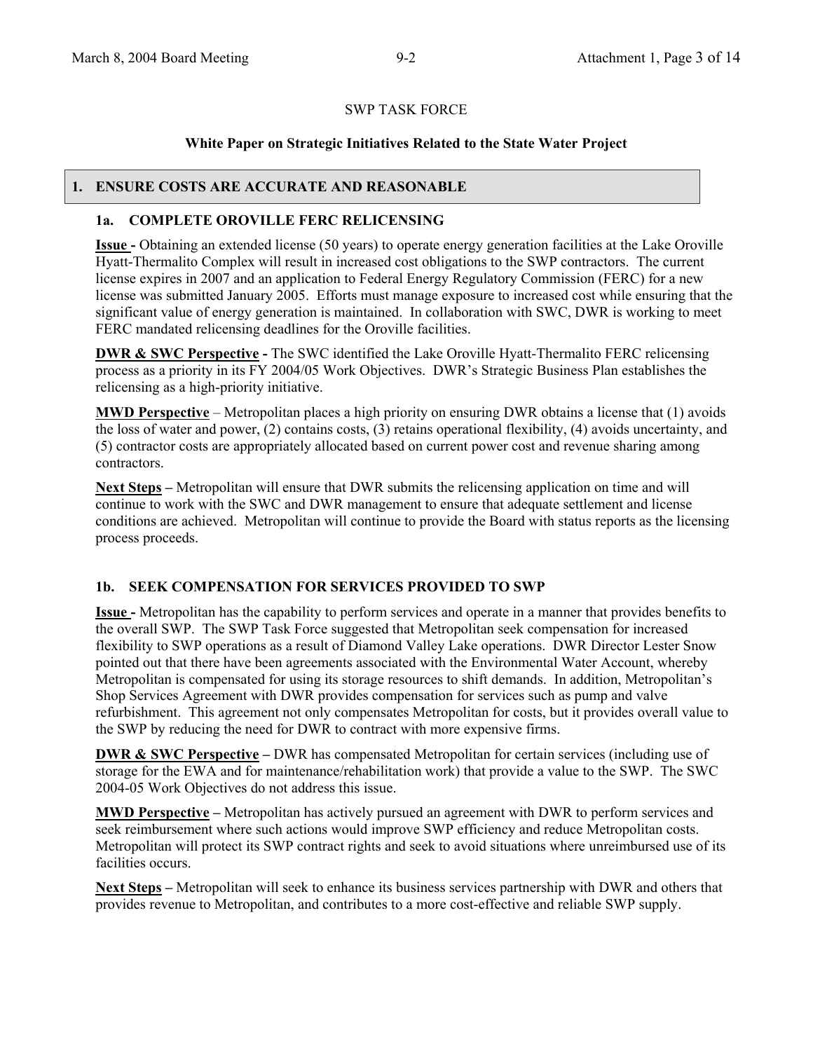SWP TASK FORCE

**White Paper on Strategic Initiatives Related to the State Water Project**

## 1. ENSURE COSTS ARE ACCURATE AND REASONABLE

### 1a. COMPLETE OROVILLE FERC RELICENSING

**Issue -** Obtaining an extended license (50 years) to operate energy generation facilities at the Lake Oroville Hyatt-Thermalito Complex will result in increased cost obligations to the SWP contractors. The current license expires in 2007 and an application to Federal Energy Regulatory Commission (FERC) for a new license was submitted January 2005. Efforts must manage exposure to increased cost while ensuring that the significant value of energy generation is maintained. In collaboration with SWC, DWR is working to meet FERC mandated relicensing deadlines for the Oroville facilities.

**DWR & SWC Perspective -** The SWC identified the Lake Oroville Hyatt-Thermalito FERC relicensing process as a priority in its FY 2004/05 Work Objectives. DWR's Strategic Business Plan establishes the relicensing as a high-priority initiative.

**MWD Perspective** – Metropolitan places a high priority on ensuring DWR obtains a license that (1) avoids the loss of water and power, (2) contains costs, (3) retains operational flexibility, (4) avoids uncertainty, and (5) contractor costs are appropriately allocated based on current power cost and revenue sharing among contractors.

**Next Steps –** Metropolitan will ensure that DWR submits the relicensing application on time and will continue to work with the SWC and DWR management to ensure that adequate settlement and license conditions are achieved. Metropolitan will continue to provide the Board with status reports as the licensing process proceeds.

### 1b. SEEK COMPENSATION FOR SERVICES PROVIDED TO SWP

**Issue -** Metropolitan has the capability to perform services and operate in a manner that provides benefits to the overall SWP. The SWP Task Force suggested that Metropolitan seek compensation for increased flexibility to SWP operations as a result of Diamond Valley Lake operations. DWR Director Lester Snow pointed out that there have been agreements associated with the Environmental Water Account, whereby Metropolitan is compensated for using its storage resources to shift demands. In addition, Metropolitan's Shop Services Agreement with DWR provides compensation for services such as pump and valve refurbishment. This agreement not only compensates Metropolitan for costs, but it provides overall value to the SWP by reducing the need for DWR to contract with more expensive firms.

**DWR & SWC Perspective –** DWR has compensated Metropolitan for certain services (including use of storage for the EWA and for maintenance/rehabilitation work) that provide a value to the SWP. The SWC 2004-05 Work Objectives do not address this issue.

**MWD Perspective –** Metropolitan has actively pursued an agreement with DWR to perform services and seek reimbursement where such actions would improve SWP efficiency and reduce Metropolitan costs. Metropolitan will protect its SWP contract rights and seek to avoid situations where unreimbursed use of its facilities occurs.

**Next Steps –** Metropolitan will seek to enhance its business services partnership with DWR and others that provides revenue to Metropolitan, and contributes to a more cost-effective and reliable SWP supply.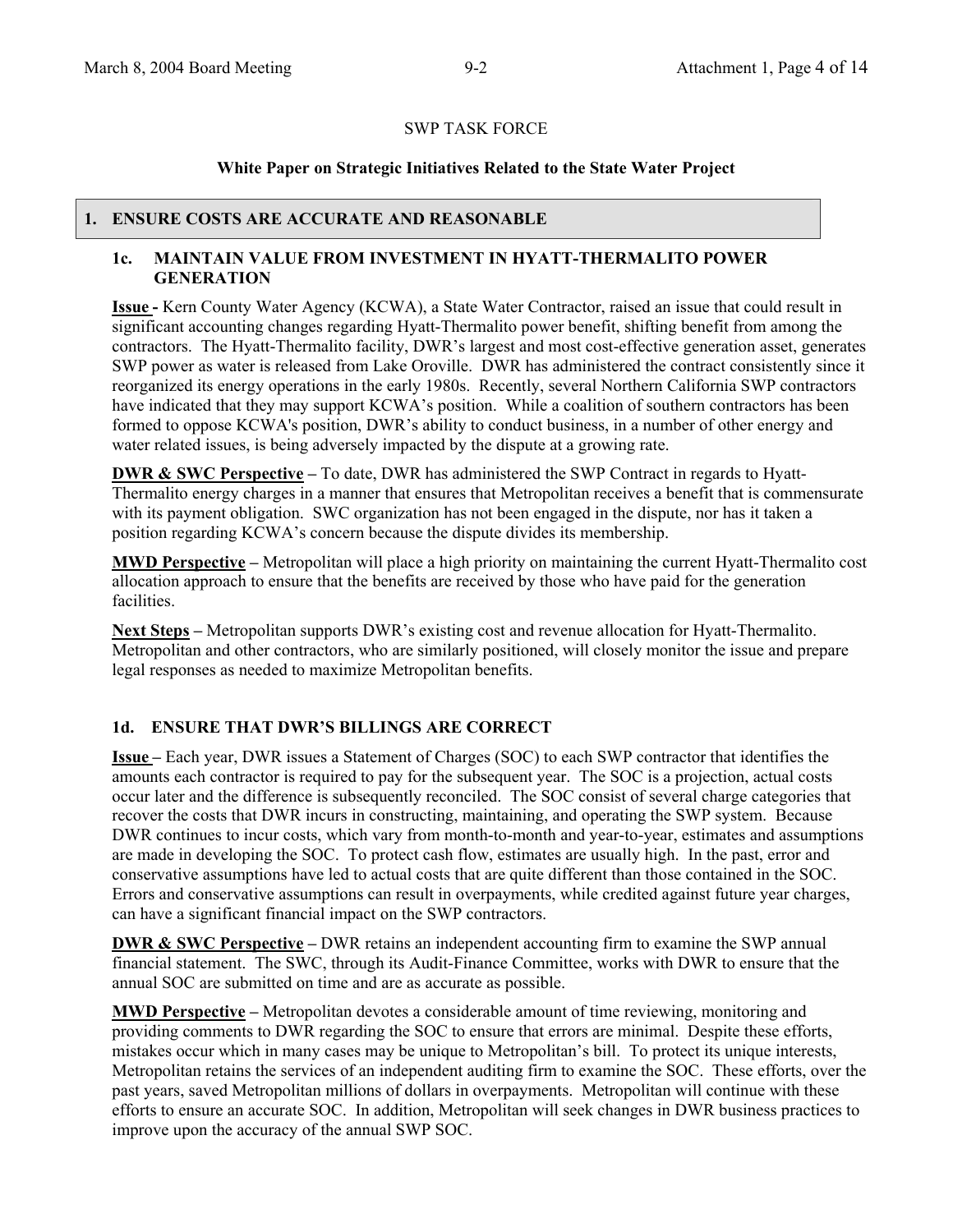SWP TASK FORCE

**White Paper on Strategic Initiatives Related to the State Water Project**

## 1. ENSURE COSTS ARE ACCURATE AND REASONABLE

### 1c. MAINTAIN VALUE FROM INVESTMENT IN HYATT-THERMALITO POWER GENERATION

**Issue -** Kern County Water Agency (KCWA), a State Water Contractor, raised an issue that could result in significant accounting changes regarding Hyatt-Thermalito power benefit, shifting benefit from among the contractors. The Hyatt-Thermalito facility, DWR's largest and most cost-effective generation asset, generates SWP power as water is released from Lake Oroville. DWR has administered the contract consistently since it reorganized its energy operations in the early 1980s. Recently, several Northern California SWP contractors have indicated that they may support KCWA's position. While a coalition of southern contractors has been formed to oppose KCWA's position, DWR's ability to conduct business, in a number of other energy and water related issues, is being adversely impacted by the dispute at a growing rate.

**DWR & SWC Perspective –** To date, DWR has administered the SWP Contract in regards to Hyatt-Thermalito energy charges in a manner that ensures that Metropolitan receives a benefit that is commensurate with its payment obligation. SWC organization has not been engaged in the dispute, nor has it taken a position regarding KCWA's concern because the dispute divides its membership.

**MWD Perspective –** Metropolitan will place a high priority on maintaining the current Hyatt-Thermalito cost allocation approach to ensure that the benefits are received by those who have paid for the generation facilities.

**Next Steps –** Metropolitan supports DWR's existing cost and revenue allocation for Hyatt-Thermalito. Metropolitan and other contractors, who are similarly positioned, will closely monitor the issue and prepare legal responses as needed to maximize Metropolitan benefits.

### 1d. ENSURE THAT DWR'S BILLINGS ARE CORRECT

**Issue –** Each year, DWR issues a Statement of Charges (SOC) to each SWP contractor that identifies the amounts each contractor is required to pay for the subsequent year. The SOC is a projection, actual costs occur later and the difference is subsequently reconciled. The SOC consist of several charge categories that recover the costs that DWR incurs in constructing, maintaining, and operating the SWP system. Because DWR continues to incur costs, which vary from month-to-month and year-to-year, estimates and assumptions are made in developing the SOC. To protect cash flow, estimates are usually high. In the past, error and conservative assumptions have led to actual costs that are quite different than those contained in the SOC. Errors and conservative assumptions can result in overpayments, while credited against future year charges, can have a significant financial impact on the SWP contractors.

**DWR & SWC Perspective –** DWR retains an independent accounting firm to examine the SWP annual financial statement. The SWC, through its Audit-Finance Committee, works with DWR to ensure that the annual SOC are submitted on time and are as accurate as possible.

**MWD Perspective –** Metropolitan devotes a considerable amount of time reviewing, monitoring and providing comments to DWR regarding the SOC to ensure that errors are minimal. Despite these efforts, mistakes occur which in many cases may be unique to Metropolitan's bill. To protect its unique interests, Metropolitan retains the services of an independent auditing firm to examine the SOC. These efforts, over the past years, saved Metropolitan millions of dollars in overpayments. Metropolitan will continue with these efforts to ensure an accurate SOC. In addition, Metropolitan will seek changes in DWR business practices to improve upon the accuracy of the annual SWP SOC.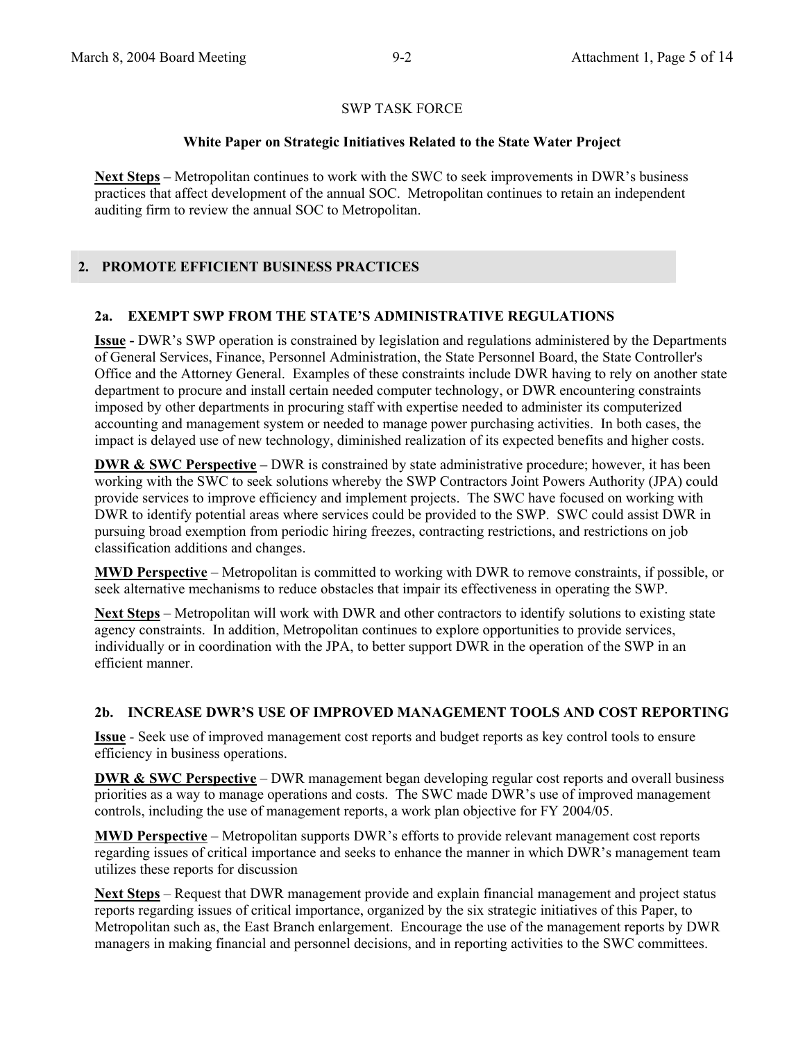SWP TASK FORCE

**White Paper on Strategic Initiatives Related to the State Water Project**

**Next Steps** – Metropolitan continues to work with the SWC to seek improvements in DWR's business practices that affect development of the annual SOC. Metropolitan continues to retain an independent auditing firm to review the annual SOC to Metropolitan.

## 2. PROMOTE EFFICIENT BUSINESS PRACTICES

### 2a. EXEMPT SWP FROM THE STATE'S ADMINISTRATIVE REGULATIONS

**Issue -** DWR's SWP operation is constrained by legislation and regulations administered by the Departments of General Services, Finance, Personnel Administration, the State Personnel Board, the State Controller's Office and the Attorney General. Examples of these constraints include DWR having to rely on another state department to procure and install certain needed computer technology, or DWR encountering constraints imposed by other departments in procuring staff with expertise needed to administer its computerized accounting and management system or needed to manage power purchasing activities. In both cases, the impact is delayed use of new technology, diminished realization of its expected benefits and higher costs.

**DWR & SWC Perspective –** DWR is constrained by state administrative procedure; however, it has been working with the SWC to seek solutions whereby the SWP Contractors Joint Powers Authority (JPA) could provide services to improve efficiency and implement projects. The SWC have focused on working with DWR to identify potential areas where services could be provided to the SWP. SWC could assist DWR in pursuing broad exemption from periodic hiring freezes, contracting restrictions, and restrictions on job classification additions and changes.

**MWD Perspective** – Metropolitan is committed to working with DWR to remove constraints, if possible, or seek alternative mechanisms to reduce obstacles that impair its effectiveness in operating the SWP.

**Next Steps** – Metropolitan will work with DWR and other contractors to identify solutions to existing state agency constraints. In addition, Metropolitan continues to explore opportunities to provide services, individually or in coordination with the JPA, to better support DWR in the operation of the SWP in an efficient manner.

### 2b. INCREASE DWR'S USE OF IMPROVED MANAGEMENT TOOLS AND COST REPORTING

**Issue** - Seek use of improved management cost reports and budget reports as key control tools to ensure efficiency in business operations.

**DWR & SWC Perspective** – DWR management began developing regular cost reports and overall business priorities as a way to manage operations and costs. The SWC made DWR's use of improved management controls, including the use of management reports, a work plan objective for FY 2004/05.

**MWD Perspective** – Metropolitan supports DWR's efforts to provide relevant management cost reports regarding issues of critical importance and seeks to enhance the manner in which DWR's management team utilizes these reports for discussion

**Next Steps** – Request that DWR management provide and explain financial management and project status reports regarding issues of critical importance, organized by the six strategic initiatives of this Paper, to Metropolitan such as, the East Branch enlargement. Encourage the use of the management reports by DWR managers in making financial and personnel decisions, and in reporting activities to the SWC committees.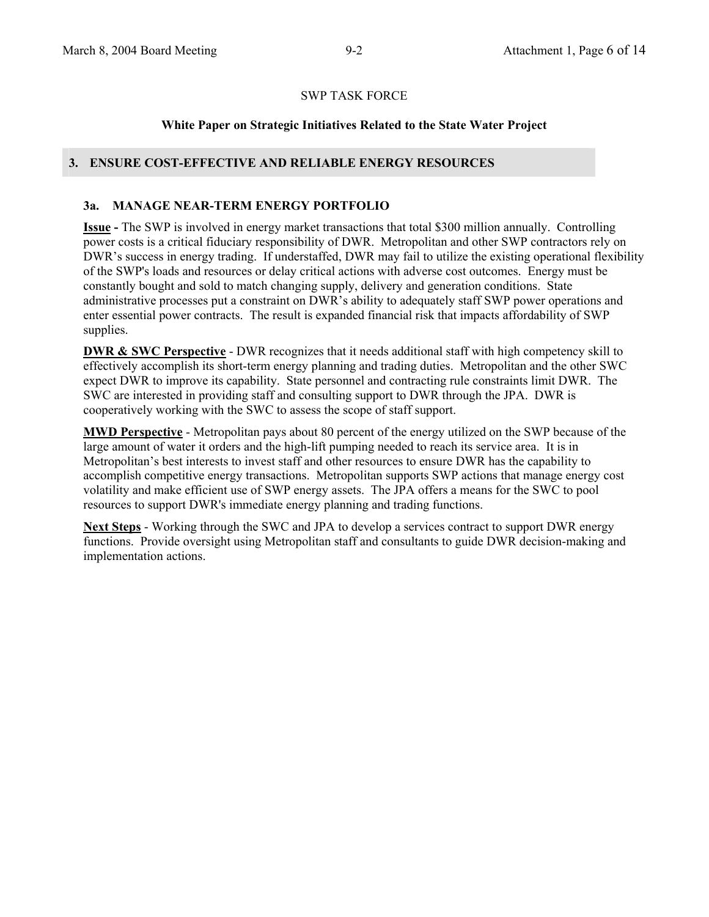SWP TASK FORCE

**White Paper on Strategic Initiatives Related to the State Water Project**

## 3. ENSURE COST-EFFECTIVE AND RELIABLE ENERGY RESOURCES

### 3a. MANAGE NEAR-TERM ENERGY PORTFOLIO

**Issue -** The SWP is involved in energy market transactions that total $300 million annually. Controlling power costs is a critical fiduciary responsibility of DWR. Metropolitan and other SWP contractors rely on DWR's success in energy trading. If understaffed, DWR may fail to utilize the existing operational flexibility of the SWP's loads and resources or delay critical actions with adverse cost outcomes. Energy must be constantly bought and sold to match changing supply, delivery and generation conditions. State administrative processes put a constraint on DWR's ability to adequately staff SWP power operations and enter essential power contracts. The result is expanded financial risk that impacts affordability of SWP supplies.

**DWR & SWC Perspective** - DWR recognizes that it needs additional staff with high competency skill to effectively accomplish its short-term energy planning and trading duties. Metropolitan and the other SWC expect DWR to improve its capability. State personnel and contracting rule constraints limit DWR. The SWC are interested in providing staff and consulting support to DWR through the JPA. DWR is cooperatively working with the SWC to assess the scope of staff support.

**MWD Perspective** - Metropolitan pays about 80 percent of the energy utilized on the SWP because of the large amount of water it orders and the high-lift pumping needed to reach its service area. It is in Metropolitan's best interests to invest staff and other resources to ensure DWR has the capability to accomplish competitive energy transactions. Metropolitan supports SWP actions that manage energy cost volatility and make efficient use of SWP energy assets. The JPA offers a means for the SWC to pool resources to support DWR's immediate energy planning and trading functions.

**Next Steps** - Working through the SWC and JPA to develop a services contract to support DWR energy functions. Provide oversight using Metropolitan staff and consultants to guide DWR decision-making and implementation actions.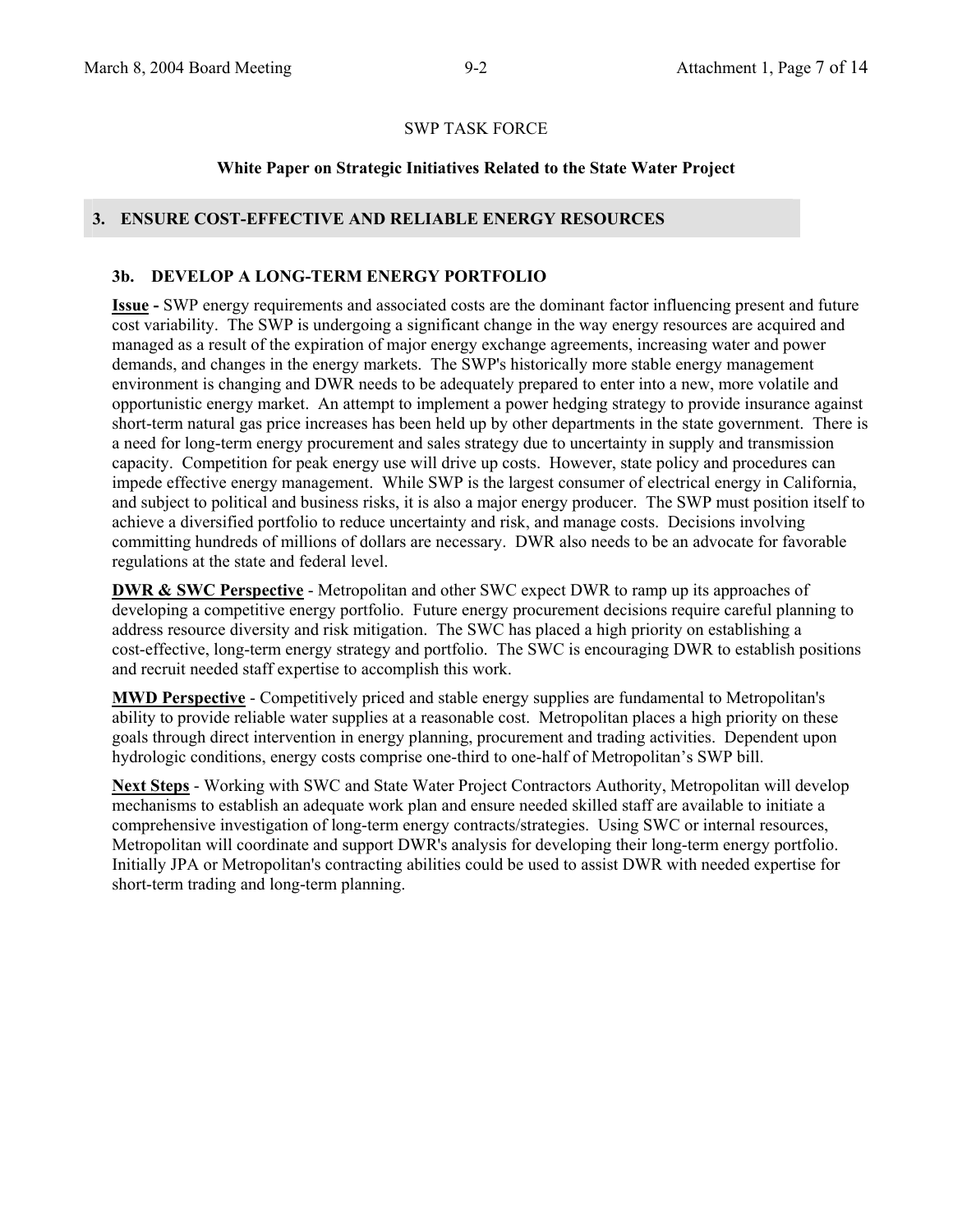SWP TASK FORCE

**White Paper on Strategic Initiatives Related to the State Water Project**

## 3. ENSURE COST-EFFECTIVE AND RELIABLE ENERGY RESOURCES

### 3b. DEVELOP A LONG-TERM ENERGY PORTFOLIO

**Issue -** SWP energy requirements and associated costs are the dominant factor influencing present and future cost variability. The SWP is undergoing a significant change in the way energy resources are acquired and managed as a result of the expiration of major energy exchange agreements, increasing water and power demands, and changes in the energy markets. The SWP's historically more stable energy management environment is changing and DWR needs to be adequately prepared to enter into a new, more volatile and opportunistic energy market. An attempt to implement a power hedging strategy to provide insurance against short-term natural gas price increases has been held up by other departments in the state government. There is a need for long-term energy procurement and sales strategy due to uncertainty in supply and transmission capacity. Competition for peak energy use will drive up costs. However, state policy and procedures can impede effective energy management. While SWP is the largest consumer of electrical energy in California, and subject to political and business risks, it is also a major energy producer. The SWP must position itself to achieve a diversified portfolio to reduce uncertainty and risk, and manage costs. Decisions involving committing hundreds of millions of dollars are necessary. DWR also needs to be an advocate for favorable regulations at the state and federal level.

**DWR & SWC Perspective** - Metropolitan and other SWC expect DWR to ramp up its approaches of developing a competitive energy portfolio. Future energy procurement decisions require careful planning to address resource diversity and risk mitigation. The SWC has placed a high priority on establishing a cost-effective, long-term energy strategy and portfolio. The SWC is encouraging DWR to establish positions and recruit needed staff expertise to accomplish this work.

**MWD Perspective** - Competitively priced and stable energy supplies are fundamental to Metropolitan's ability to provide reliable water supplies at a reasonable cost. Metropolitan places a high priority on these goals through direct intervention in energy planning, procurement and trading activities. Dependent upon hydrologic conditions, energy costs comprise one-third to one-half of Metropolitan's SWP bill.

**Next Steps** - Working with SWC and State Water Project Contractors Authority, Metropolitan will develop mechanisms to establish an adequate work plan and ensure needed skilled staff are available to initiate a comprehensive investigation of long-term energy contracts/strategies. Using SWC or internal resources, Metropolitan will coordinate and support DWR's analysis for developing their long-term energy portfolio. Initially JPA or Metropolitan's contracting abilities could be used to assist DWR with needed expertise for short-term trading and long-term planning.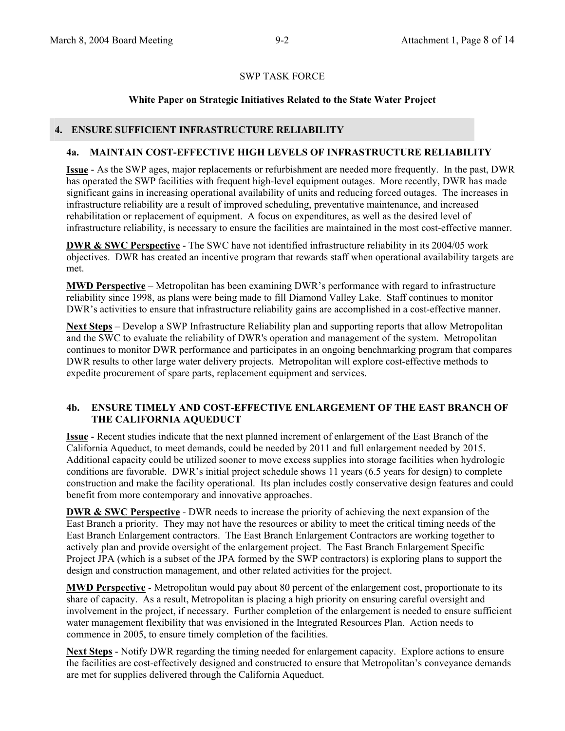SWP TASK FORCE

**White Paper on Strategic Initiatives Related to the State Water Project**

## 4. ENSURE SUFFICIENT INFRASTRUCTURE RELIABILITY

### 4a. MAINTAIN COST-EFFECTIVE HIGH LEVELS OF INFRASTRUCTURE RELIABILITY

**Issue** - As the SWP ages, major replacements or refurbishment are needed more frequently. In the past, DWR has operated the SWP facilities with frequent high-level equipment outages. More recently, DWR has made significant gains in increasing operational availability of units and reducing forced outages. The increases in infrastructure reliability are a result of improved scheduling, preventative maintenance, and increased rehabilitation or replacement of equipment. A focus on expenditures, as well as the desired level of infrastructure reliability, is necessary to ensure the facilities are maintained in the most cost-effective manner.

**DWR & SWC Perspective** - The SWC have not identified infrastructure reliability in its 2004/05 work objectives. DWR has created an incentive program that rewards staff when operational availability targets are met.

**MWD Perspective** – Metropolitan has been examining DWR's performance with regard to infrastructure reliability since 1998, as plans were being made to fill Diamond Valley Lake. Staff continues to monitor DWR's activities to ensure that infrastructure reliability gains are accomplished in a cost-effective manner.

**Next Steps** – Develop a SWP Infrastructure Reliability plan and supporting reports that allow Metropolitan and the SWC to evaluate the reliability of DWR's operation and management of the system. Metropolitan continues to monitor DWR performance and participates in an ongoing benchmarking program that compares DWR results to other large water delivery projects. Metropolitan will explore cost-effective methods to expedite procurement of spare parts, replacement equipment and services.

### 4b. ENSURE TIMELY AND COST-EFFECTIVE ENLARGEMENT OF THE EAST BRANCH OF THE CALIFORNIA AQUEDUCT

**Issue** - Recent studies indicate that the next planned increment of enlargement of the East Branch of the California Aqueduct, to meet demands, could be needed by 2011 and full enlargement needed by 2015. Additional capacity could be utilized sooner to move excess supplies into storage facilities when hydrologic conditions are favorable. DWR's initial project schedule shows 11 years (6.5 years for design) to complete construction and make the facility operational. Its plan includes costly conservative design features and could benefit from more contemporary and innovative approaches.

**DWR & SWC Perspective** - DWR needs to increase the priority of achieving the next expansion of the East Branch a priority. They may not have the resources or ability to meet the critical timing needs of the East Branch Enlargement contractors. The East Branch Enlargement Contractors are working together to actively plan and provide oversight of the enlargement project. The East Branch Enlargement Specific Project JPA (which is a subset of the JPA formed by the SWP contractors) is exploring plans to support the design and construction management, and other related activities for the project.

**MWD Perspective** - Metropolitan would pay about 80 percent of the enlargement cost, proportionate to its share of capacity. As a result, Metropolitan is placing a high priority on ensuring careful oversight and involvement in the project, if necessary. Further completion of the enlargement is needed to ensure sufficient water management flexibility that was envisioned in the Integrated Resources Plan. Action needs to commence in 2005, to ensure timely completion of the facilities.

**Next Steps** - Notify DWR regarding the timing needed for enlargement capacity. Explore actions to ensure the facilities are cost-effectively designed and constructed to ensure that Metropolitan's conveyance demands are met for supplies delivered through the California Aqueduct.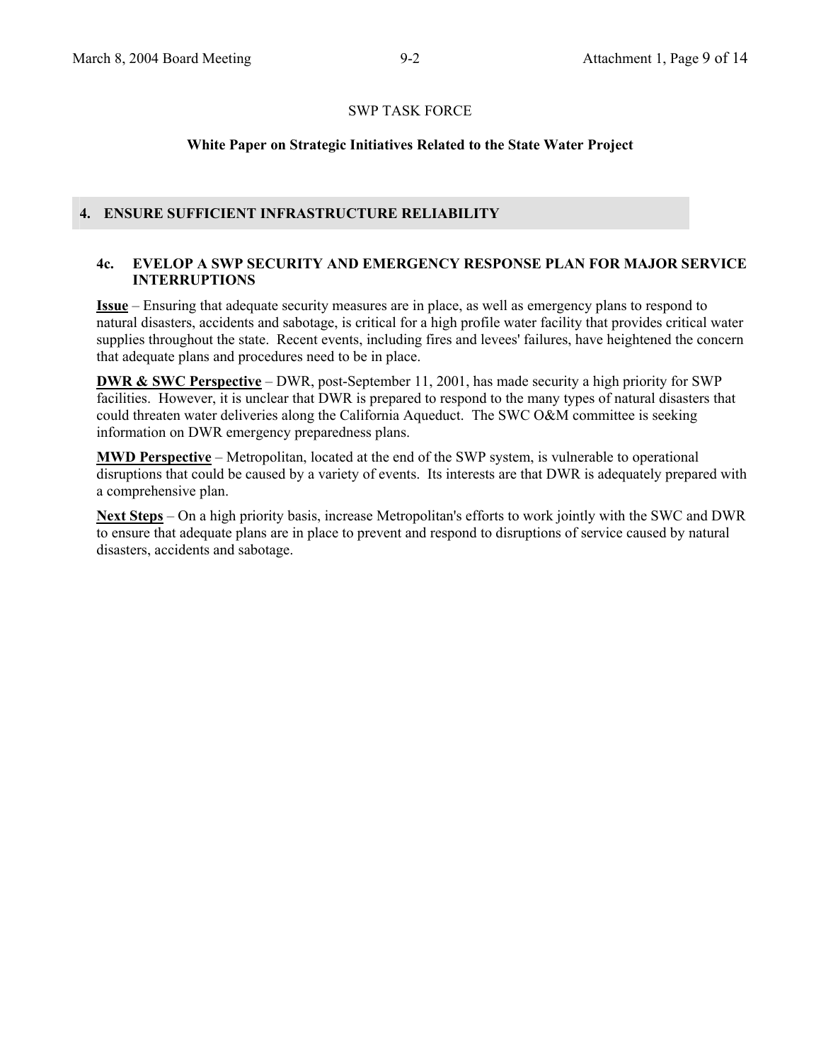SWP TASK FORCE

**White Paper on Strategic Initiatives Related to the State Water Project**

## 4. ENSURE SUFFICIENT INFRASTRUCTURE RELIABILITY

### 4c. EVELOP A SWP SECURITY AND EMERGENCY RESPONSE PLAN FOR MAJOR SERVICE INTERRUPTIONS

**Issue** – Ensuring that adequate security measures are in place, as well as emergency plans to respond to natural disasters, accidents and sabotage, is critical for a high profile water facility that provides critical water supplies throughout the state. Recent events, including fires and levees' failures, have heightened the concern that adequate plans and procedures need to be in place.

**DWR & SWC Perspective** – DWR, post-September 11, 2001, has made security a high priority for SWP facilities. However, it is unclear that DWR is prepared to respond to the many types of natural disasters that could threaten water deliveries along the California Aqueduct. The SWC O&M committee is seeking information on DWR emergency preparedness plans.

**MWD Perspective** – Metropolitan, located at the end of the SWP system, is vulnerable to operational disruptions that could be caused by a variety of events. Its interests are that DWR is adequately prepared with a comprehensive plan.

**Next Steps** – On a high priority basis, increase Metropolitan's efforts to work jointly with the SWC and DWR to ensure that adequate plans are in place to prevent and respond to disruptions of service caused by natural disasters, accidents and sabotage.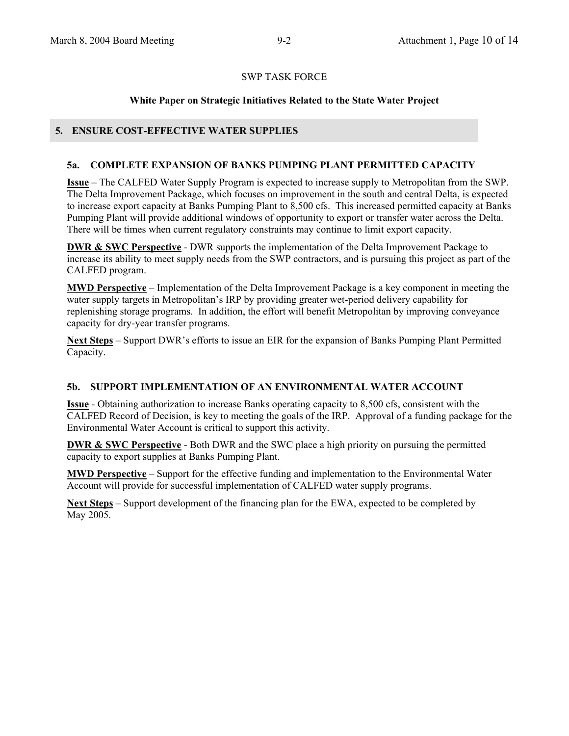SWP TASK FORCE

**White Paper on Strategic Initiatives Related to the State Water Project**

## 5. ENSURE COST-EFFECTIVE WATER SUPPLIES

### 5a. COMPLETE EXPANSION OF BANKS PUMPING PLANT PERMITTED CAPACITY

**Issue** – The CALFED Water Supply Program is expected to increase supply to Metropolitan from the SWP. The Delta Improvement Package, which focuses on improvement in the south and central Delta, is expected to increase export capacity at Banks Pumping Plant to 8,500 cfs. This increased permitted capacity at Banks Pumping Plant will provide additional windows of opportunity to export or transfer water across the Delta. There will be times when current regulatory constraints may continue to limit export capacity.

**DWR & SWC Perspective** - DWR supports the implementation of the Delta Improvement Package to increase its ability to meet supply needs from the SWP contractors, and is pursuing this project as part of the CALFED program.

**MWD Perspective** – Implementation of the Delta Improvement Package is a key component in meeting the water supply targets in Metropolitan's IRP by providing greater wet-period delivery capability for replenishing storage programs. In addition, the effort will benefit Metropolitan by improving conveyance capacity for dry-year transfer programs.

**Next Steps** – Support DWR's efforts to issue an EIR for the expansion of Banks Pumping Plant Permitted Capacity.

### 5b. SUPPORT IMPLEMENTATION OF AN ENVIRONMENTAL WATER ACCOUNT

**Issue** - Obtaining authorization to increase Banks operating capacity to 8,500 cfs, consistent with the CALFED Record of Decision, is key to meeting the goals of the IRP. Approval of a funding package for the Environmental Water Account is critical to support this activity.

**DWR & SWC Perspective** - Both DWR and the SWC place a high priority on pursuing the permitted capacity to export supplies at Banks Pumping Plant.

**MWD Perspective** – Support for the effective funding and implementation to the Environmental Water Account will provide for successful implementation of CALFED water supply programs.

**Next Steps** – Support development of the financing plan for the EWA, expected to be completed by May 2005.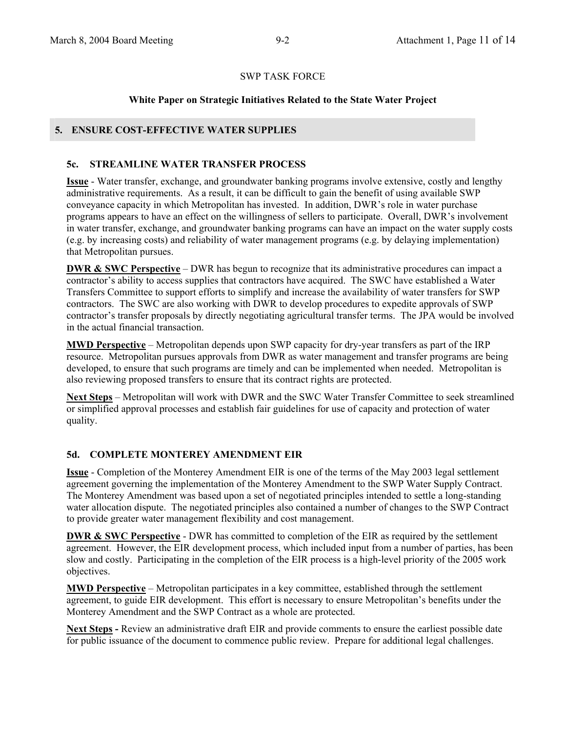SWP TASK FORCE

**White Paper on Strategic Initiatives Related to the State Water Project**

## 5. ENSURE COST-EFFECTIVE WATER SUPPLIES

### 5c. STREAMLINE WATER TRANSFER PROCESS

**Issue** - Water transfer, exchange, and groundwater banking programs involve extensive, costly and lengthy administrative requirements. As a result, it can be difficult to gain the benefit of using available SWP conveyance capacity in which Metropolitan has invested. In addition, DWR's role in water purchase programs appears to have an effect on the willingness of sellers to participate. Overall, DWR's involvement in water transfer, exchange, and groundwater banking programs can have an impact on the water supply costs (e.g. by increasing costs) and reliability of water management programs (e.g. by delaying implementation) that Metropolitan pursues.

**DWR & SWC Perspective** – DWR has begun to recognize that its administrative procedures can impact a contractor's ability to access supplies that contractors have acquired. The SWC have established a Water Transfers Committee to support efforts to simplify and increase the availability of water transfers for SWP contractors. The SWC are also working with DWR to develop procedures to expedite approvals of SWP contractor's transfer proposals by directly negotiating agricultural transfer terms. The JPA would be involved in the actual financial transaction.

**MWD Perspective** – Metropolitan depends upon SWP capacity for dry-year transfers as part of the IRP resource. Metropolitan pursues approvals from DWR as water management and transfer programs are being developed, to ensure that such programs are timely and can be implemented when needed. Metropolitan is also reviewing proposed transfers to ensure that its contract rights are protected.

**Next Steps** – Metropolitan will work with DWR and the SWC Water Transfer Committee to seek streamlined or simplified approval processes and establish fair guidelines for use of capacity and protection of water quality.

### 5d. COMPLETE MONTEREY AMENDMENT EIR

**Issue** - Completion of the Monterey Amendment EIR is one of the terms of the May 2003 legal settlement agreement governing the implementation of the Monterey Amendment to the SWP Water Supply Contract. The Monterey Amendment was based upon a set of negotiated principles intended to settle a long-standing water allocation dispute. The negotiated principles also contained a number of changes to the SWP Contract to provide greater water management flexibility and cost management.

**DWR & SWC Perspective** - DWR has committed to completion of the EIR as required by the settlement agreement. However, the EIR development process, which included input from a number of parties, has been slow and costly. Participating in the completion of the EIR process is a high-level priority of the 2005 work objectives.

**MWD Perspective** – Metropolitan participates in a key committee, established through the settlement agreement, to guide EIR development. This effort is necessary to ensure Metropolitan's benefits under the Monterey Amendment and the SWP Contract as a whole are protected.

**Next Steps -** Review an administrative draft EIR and provide comments to ensure the earliest possible date for public issuance of the document to commence public review. Prepare for additional legal challenges.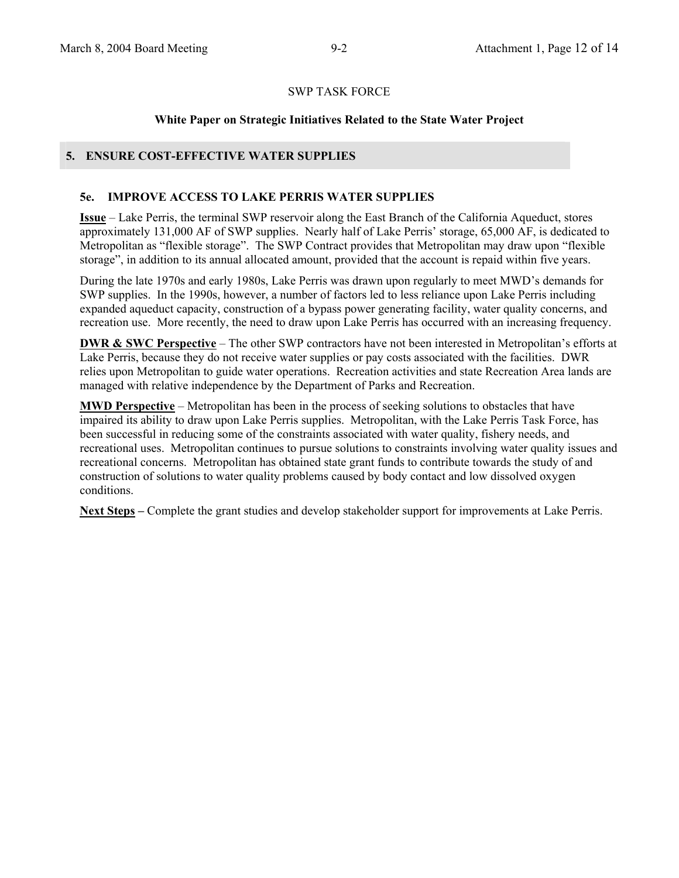SWP TASK FORCE

**White Paper on Strategic Initiatives Related to the State Water Project**

## 5. ENSURE COST-EFFECTIVE WATER SUPPLIES

### 5e. IMPROVE ACCESS TO LAKE PERRIS WATER SUPPLIES

**Issue** – Lake Perris, the terminal SWP reservoir along the East Branch of the California Aqueduct, stores approximately 131,000 AF of SWP supplies. Nearly half of Lake Perris' storage, 65,000 AF, is dedicated to Metropolitan as "flexible storage". The SWP Contract provides that Metropolitan may draw upon "flexible storage", in addition to its annual allocated amount, provided that the account is repaid within five years.

During the late 1970s and early 1980s, Lake Perris was drawn upon regularly to meet MWD's demands for SWP supplies. In the 1990s, however, a number of factors led to less reliance upon Lake Perris including expanded aqueduct capacity, construction of a bypass power generating facility, water quality concerns, and recreation use. More recently, the need to draw upon Lake Perris has occurred with an increasing frequency.

**DWR & SWC Perspective** – The other SWP contractors have not been interested in Metropolitan's efforts at Lake Perris, because they do not receive water supplies or pay costs associated with the facilities. DWR relies upon Metropolitan to guide water operations. Recreation activities and state Recreation Area lands are managed with relative independence by the Department of Parks and Recreation.

**MWD Perspective** – Metropolitan has been in the process of seeking solutions to obstacles that have impaired its ability to draw upon Lake Perris supplies. Metropolitan, with the Lake Perris Task Force, has been successful in reducing some of the constraints associated with water quality, fishery needs, and recreational uses. Metropolitan continues to pursue solutions to constraints involving water quality issues and recreational concerns. Metropolitan has obtained state grant funds to contribute towards the study of and construction of solutions to water quality problems caused by body contact and low dissolved oxygen conditions.

**Next Steps –** Complete the grant studies and develop stakeholder support for improvements at Lake Perris.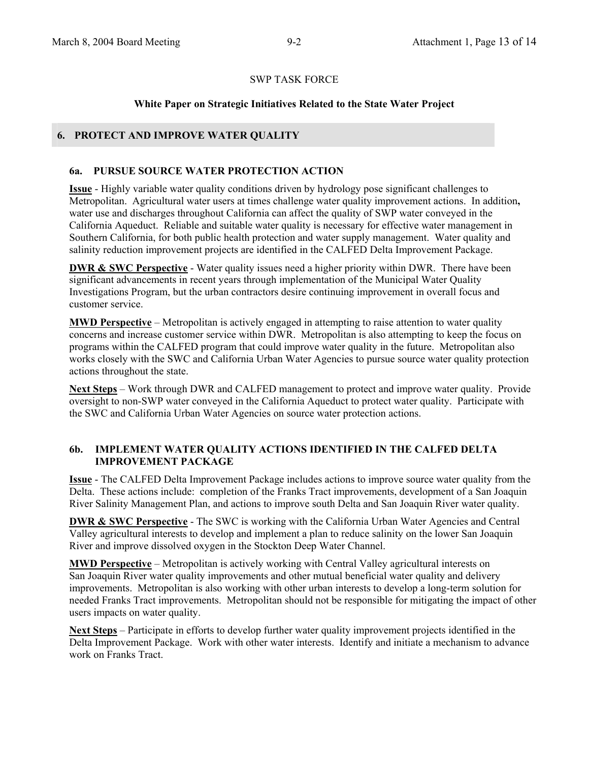SWP TASK FORCE

**White Paper on Strategic Initiatives Related to the State Water Project**

## 6. PROTECT AND IMPROVE WATER QUALITY

### 6a. PURSUE SOURCE WATER PROTECTION ACTION

**Issue** - Highly variable water quality conditions driven by hydrology pose significant challenges to Metropolitan. Agricultural water users at times challenge water quality improvement actions. In addition, water use and discharges throughout California can affect the quality of SWP water conveyed in the California Aqueduct. Reliable and suitable water quality is necessary for effective water management in Southern California, for both public health protection and water supply management. Water quality and salinity reduction improvement projects are identified in the CALFED Delta Improvement Package.

**DWR & SWC Perspective** - Water quality issues need a higher priority within DWR. There have been significant advancements in recent years through implementation of the Municipal Water Quality Investigations Program, but the urban contractors desire continuing improvement in overall focus and customer service.

**MWD Perspective** – Metropolitan is actively engaged in attempting to raise attention to water quality concerns and increase customer service within DWR. Metropolitan is also attempting to keep the focus on programs within the CALFED program that could improve water quality in the future. Metropolitan also works closely with the SWC and California Urban Water Agencies to pursue source water quality protection actions throughout the state.

**Next Steps** – Work through DWR and CALFED management to protect and improve water quality. Provide oversight to non-SWP water conveyed in the California Aqueduct to protect water quality. Participate with the SWC and California Urban Water Agencies on source water protection actions.

### 6b. IMPLEMENT WATER QUALITY ACTIONS IDENTIFIED IN THE CALFED DELTA IMPROVEMENT PACKAGE

**Issue** - The CALFED Delta Improvement Package includes actions to improve source water quality from the Delta. These actions include: completion of the Franks Tract improvements, development of a San Joaquin River Salinity Management Plan, and actions to improve south Delta and San Joaquin River water quality.

**DWR & SWC Perspective** - The SWC is working with the California Urban Water Agencies and Central Valley agricultural interests to develop and implement a plan to reduce salinity on the lower San Joaquin River and improve dissolved oxygen in the Stockton Deep Water Channel.

**MWD Perspective** – Metropolitan is actively working with Central Valley agricultural interests on San Joaquin River water quality improvements and other mutual beneficial water quality and delivery improvements. Metropolitan is also working with other urban interests to develop a long-term solution for needed Franks Tract improvements. Metropolitan should not be responsible for mitigating the impact of other users impacts on water quality.

**Next Steps** – Participate in efforts to develop further water quality improvement projects identified in the Delta Improvement Package. Work with other water interests. Identify and initiate a mechanism to advance work on Franks Tract.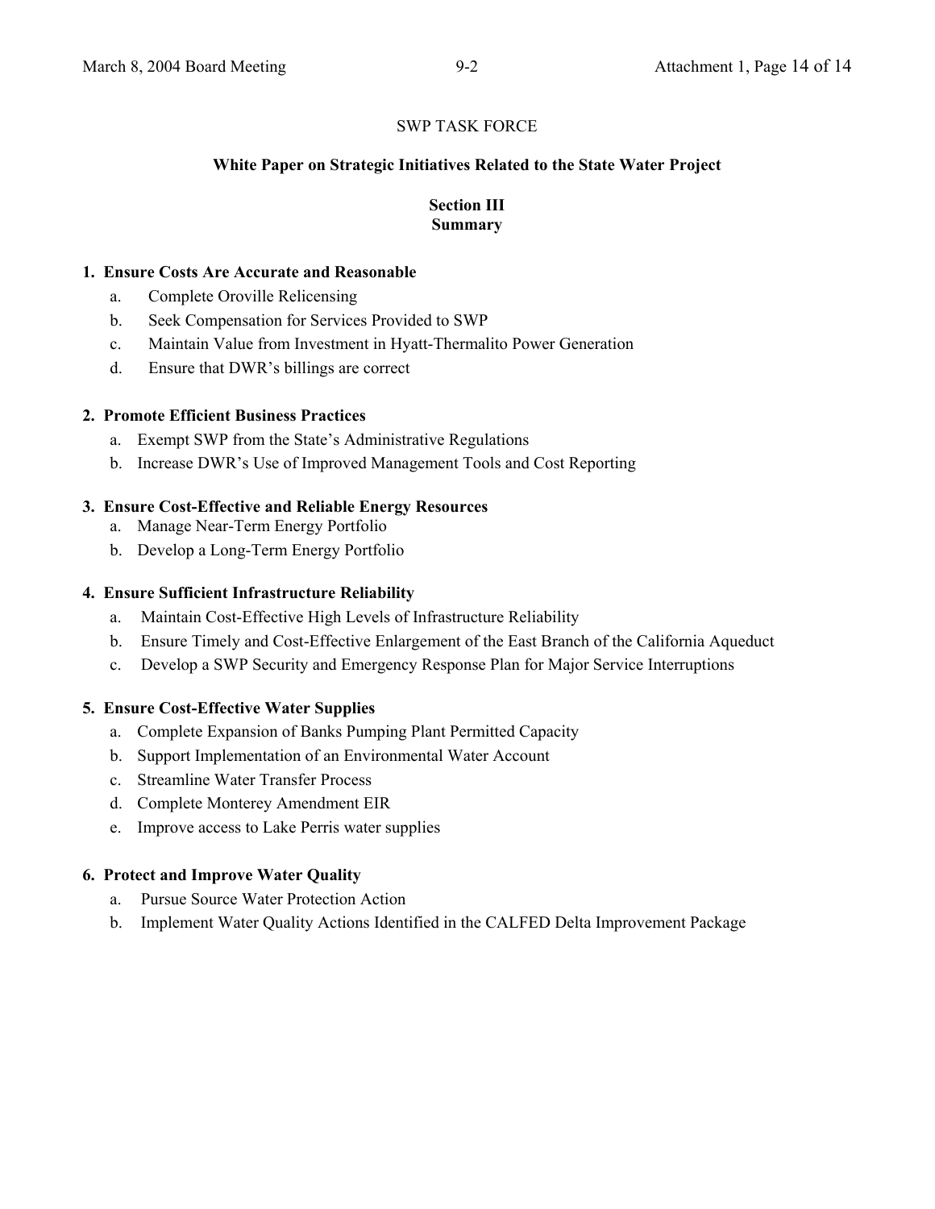SWP TASK FORCE

**White Paper on Strategic Initiatives Related to the State Water Project**

## Section III
## Summary

**1. Ensure Costs Are Accurate and Reasonable**

a. Complete Oroville Relicensing
b. Seek Compensation for Services Provided to SWP
c. Maintain Value from Investment in Hyatt-Thermalito Power Generation
d. Ensure that DWR's billings are correct

**2. Promote Efficient Business Practices**

a. Exempt SWP from the State's Administrative Regulations
b. Increase DWR's Use of Improved Management Tools and Cost Reporting

**3. Ensure Cost-Effective and Reliable Energy Resources**

a. Manage Near-Term Energy Portfolio
b. Develop a Long-Term Energy Portfolio

**4. Ensure Sufficient Infrastructure Reliability**

a. Maintain Cost-Effective High Levels of Infrastructure Reliability
b. Ensure Timely and Cost-Effective Enlargement of the East Branch of the California Aqueduct
c. Develop a SWP Security and Emergency Response Plan for Major Service Interruptions

**5. Ensure Cost-Effective Water Supplies**

a. Complete Expansion of Banks Pumping Plant Permitted Capacity
b. Support Implementation of an Environmental Water Account
c. Streamline Water Transfer Process
d. Complete Monterey Amendment EIR
e. Improve access to Lake Perris water supplies

**6. Protect and Improve Water Quality**

a. Pursue Source Water Protection Action
b. Implement Water Quality Actions Identified in the CALFED Delta Improvement Package